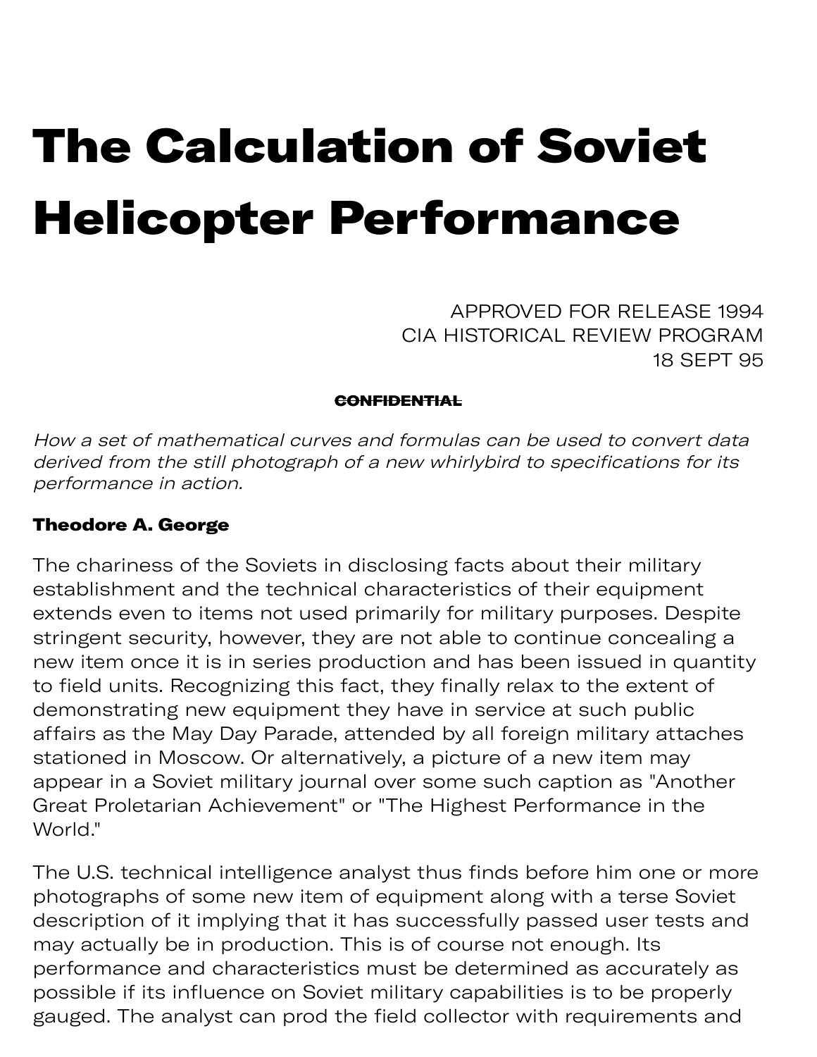# The Calculation of Soviet Helicopter Performance

APPROVED FOR RELEASE 1994
CIA HISTORICAL REVIEW PROGRAM
18 SEPT 95

~~CONFIDENTIAL~~

*How a set of mathematical curves and formulas can be used to convert data derived from the still photograph of a new whirlybird to specifications for its performance in action.*

**Theodore A. George**

The chariness of the Soviets in disclosing facts about their military establishment and the technical characteristics of their equipment extends even to items not used primarily for military purposes. Despite stringent security, however, they are not able to continue concealing a new item once it is in series production and has been issued in quantity to field units. Recognizing this fact, they finally relax to the extent of demonstrating new equipment they have in service at such public affairs as the May Day Parade, attended by all foreign military attaches stationed in Moscow. Or alternatively, a picture of a new item may appear in a Soviet military journal over some such caption as "Another Great Proletarian Achievement" or "The Highest Performance in the World."

The U.S. technical intelligence analyst thus finds before him one or more photographs of some new item of equipment along with a terse Soviet description of it implying that it has successfully passed user tests and may actually be in production. This is of course not enough. Its performance and characteristics must be determined as accurately as possible if its influence on Soviet military capabilities is to be properly gauged. The analyst can prod the field collector with requirements and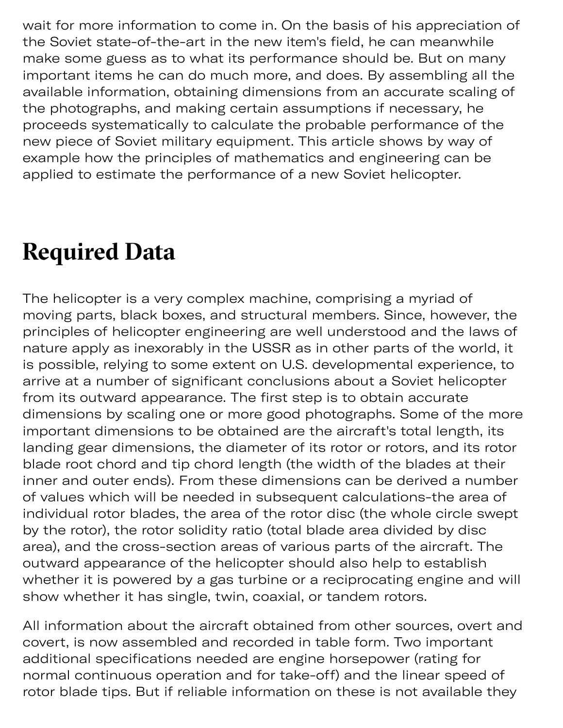wait for more information to come in. On the basis of his appreciation of the Soviet state-of-the-art in the new item's field, he can meanwhile make some guess as to what its performance should be. But on many important items he can do much more, and does. By assembling all the available information, obtaining dimensions from an accurate scaling of the photographs, and making certain assumptions if necessary, he proceeds systematically to calculate the probable performance of the new piece of Soviet military equipment. This article shows by way of example how the principles of mathematics and engineering can be applied to estimate the performance of a new Soviet helicopter.

## Required Data

The helicopter is a very complex machine, comprising a myriad of moving parts, black boxes, and structural members. Since, however, the principles of helicopter engineering are well understood and the laws of nature apply as inexorably in the USSR as in other parts of the world, it is possible, relying to some extent on U.S. developmental experience, to arrive at a number of significant conclusions about a Soviet helicopter from its outward appearance. The first step is to obtain accurate dimensions by scaling one or more good photographs. Some of the more important dimensions to be obtained are the aircraft's total length, its landing gear dimensions, the diameter of its rotor or rotors, and its rotor blade root chord and tip chord length (the width of the blades at their inner and outer ends). From these dimensions can be derived a number of values which will be needed in subsequent calculations-the area of individual rotor blades, the area of the rotor disc (the whole circle swept by the rotor), the rotor solidity ratio (total blade area divided by disc area), and the cross-section areas of various parts of the aircraft. The outward appearance of the helicopter should also help to establish whether it is powered by a gas turbine or a reciprocating engine and will show whether it has single, twin, coaxial, or tandem rotors.

All information about the aircraft obtained from other sources, overt and covert, is now assembled and recorded in table form. Two important additional specifications needed are engine horsepower (rating for normal continuous operation and for take-off) and the linear speed of rotor blade tips. But if reliable information on these is not available they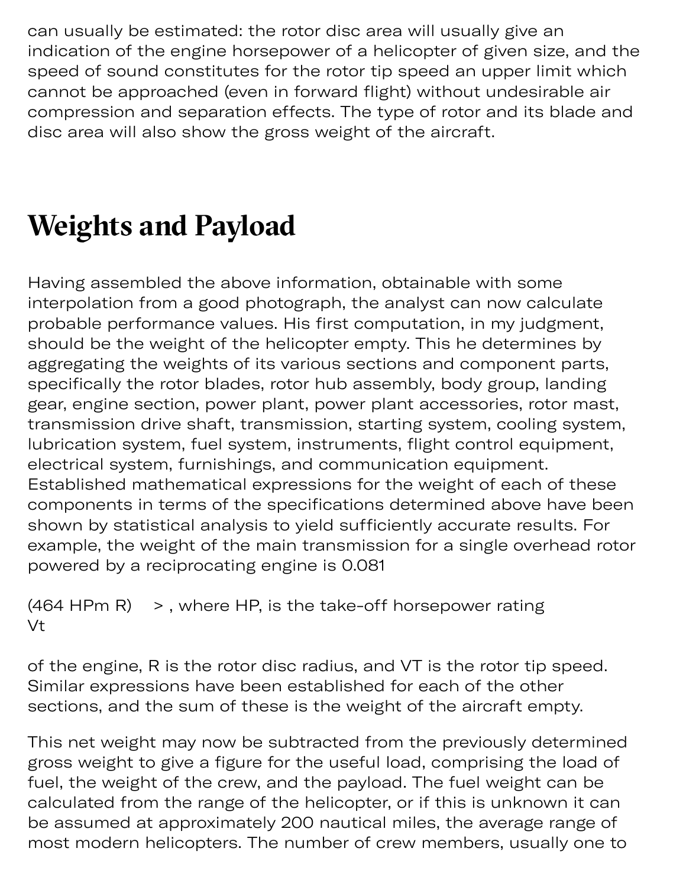can usually be estimated: the rotor disc area will usually give an indication of the engine horsepower of a helicopter of given size, and the speed of sound constitutes for the rotor tip speed an upper limit which cannot be approached (even in forward flight) without undesirable air compression and separation effects. The type of rotor and its blade and disc area will also show the gross weight of the aircraft.

## Weights and Payload

Having assembled the above information, obtainable with some interpolation from a good photograph, the analyst can now calculate probable performance values. His first computation, in my judgment, should be the weight of the helicopter empty. This he determines by aggregating the weights of its various sections and component parts, specifically the rotor blades, rotor hub assembly, body group, landing gear, engine section, power plant, power plant accessories, rotor mast, transmission drive shaft, transmission, starting system, cooling system, lubrication system, fuel system, instruments, flight control equipment, electrical system, furnishings, and communication equipment. Established mathematical expressions for the weight of each of these components in terms of the specifications determined above have been shown by statistical analysis to yield sufficiently accurate results. For example, the weight of the main transmission for a single overhead rotor powered by a reciprocating engine is 0.081

$$\left( \frac{464\, HP_m R}{V_t} \right) >$$

, where $HP_m$ is the take-off horsepower rating of the engine, R is the rotor disc radius, and $V_T$ is the rotor tip speed. Similar expressions have been established for each of the other sections, and the sum of these is the weight of the aircraft empty.

This net weight may now be subtracted from the previously determined gross weight to give a figure for the useful load, comprising the load of fuel, the weight of the crew, and the payload. The fuel weight can be calculated from the range of the helicopter, or if this is unknown it can be assumed at approximately 200 nautical miles, the average range of most modern helicopters. The number of crew members, usually one to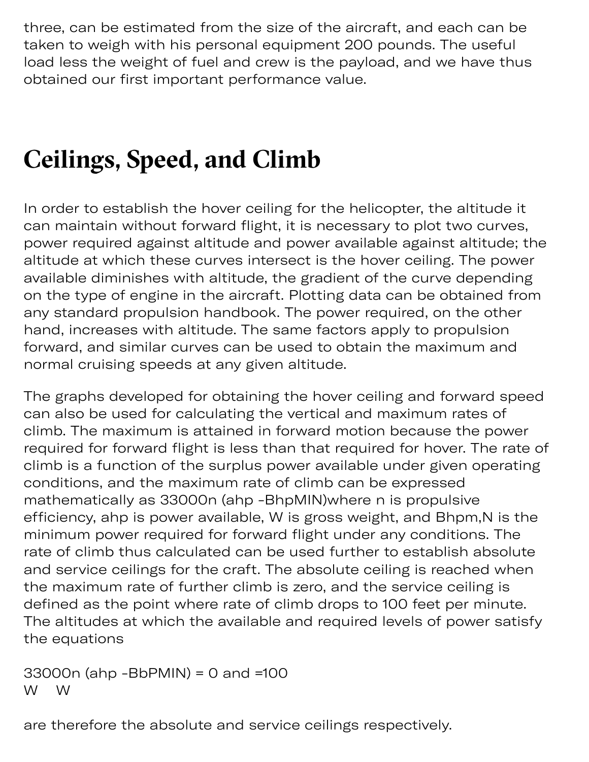three, can be estimated from the size of the aircraft, and each can be taken to weigh with his personal equipment 200 pounds. The useful load less the weight of fuel and crew is the payload, and we have thus obtained our first important performance value.

## Ceilings, Speed, and Climb

In order to establish the hover ceiling for the helicopter, the altitude it can maintain without forward flight, it is necessary to plot two curves, power required against altitude and power available against altitude; the altitude at which these curves intersect is the hover ceiling. The power available diminishes with altitude, the gradient of the curve depending on the type of engine in the aircraft. Plotting data can be obtained from any standard propulsion handbook. The power required, on the other hand, increases with altitude. The same factors apply to propulsion forward, and similar curves can be used to obtain the maximum and normal cruising speeds at any given altitude.

The graphs developed for obtaining the hover ceiling and forward speed can also be used for calculating the vertical and maximum rates of climb. The maximum is attained in forward motion because the power required for forward flight is less than that required for hover. The rate of climb is a function of the surplus power available under given operating conditions, and the maximum rate of climb can be expressed mathematically as 33000n (ahp -BhpMIN)where n is propulsive efficiency, ahp is power available, W is gross weight, and Bhpm,N is the minimum power required for forward flight under any conditions. The rate of climb thus calculated can be used further to establish absolute and service ceilings for the craft. The absolute ceiling is reached when the maximum rate of further climb is zero, and the service ceiling is defined as the point where rate of climb drops to 100 feet per minute. The altitudes at which the available and required levels of power satisfy the equations

33000n (ahp -BbPMIN) = 0 and =100
W W

are therefore the absolute and service ceilings respectively.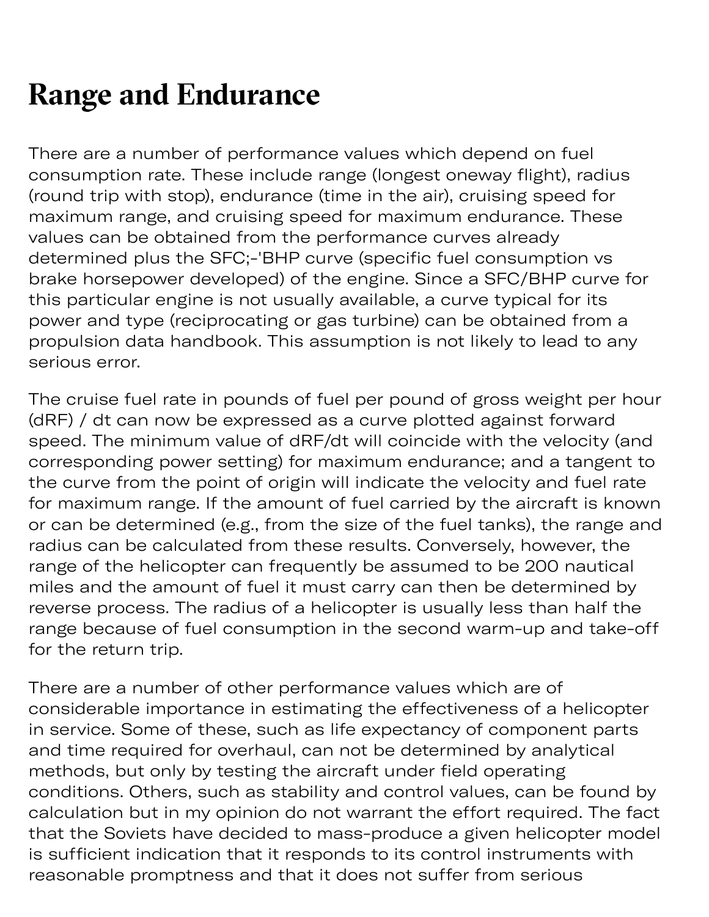# Range and Endurance

There are a number of performance values which depend on fuel consumption rate. These include range (longest oneway flight), radius (round trip with stop), endurance (time in the air), cruising speed for maximum range, and cruising speed for maximum endurance. These values can be obtained from the performance curves already determined plus the SFC;-'BHP curve (specific fuel consumption vs brake horsepower developed) of the engine. Since a SFC/BHP curve for this particular engine is not usually available, a curve typical for its power and type (reciprocating or gas turbine) can be obtained from a propulsion data handbook. This assumption is not likely to lead to any serious error.

The cruise fuel rate in pounds of fuel per pound of gross weight per hour (dRF) / dt can now be expressed as a curve plotted against forward speed. The minimum value of dRF/dt will coincide with the velocity (and corresponding power setting) for maximum endurance; and a tangent to the curve from the point of origin will indicate the velocity and fuel rate for maximum range. If the amount of fuel carried by the aircraft is known or can be determined (e.g., from the size of the fuel tanks), the range and radius can be calculated from these results. Conversely, however, the range of the helicopter can frequently be assumed to be 200 nautical miles and the amount of fuel it must carry can then be determined by reverse process. The radius of a helicopter is usually less than half the range because of fuel consumption in the second warm-up and take-off for the return trip.

There are a number of other performance values which are of considerable importance in estimating the effectiveness of a helicopter in service. Some of these, such as life expectancy of component parts and time required for overhaul, can not be determined by analytical methods, but only by testing the aircraft under field operating conditions. Others, such as stability and control values, can be found by calculation but in my opinion do not warrant the effort required. The fact that the Soviets have decided to mass-produce a given helicopter model is sufficient indication that it responds to its control instruments with reasonable promptness and that it does not suffer from serious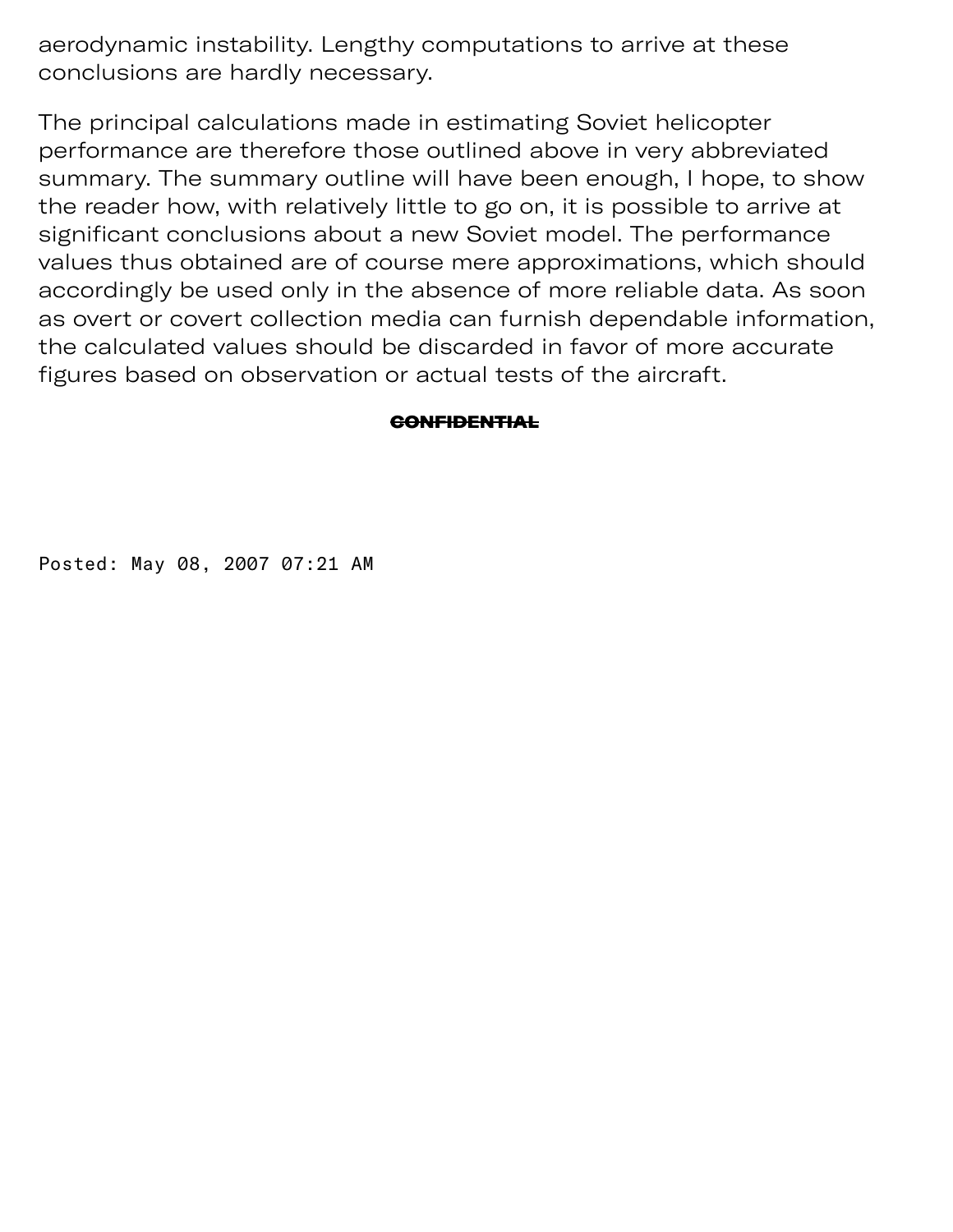aerodynamic instability. Lengthy computations to arrive at these conclusions are hardly necessary.

The principal calculations made in estimating Soviet helicopter performance are therefore those outlined above in very abbreviated summary. The summary outline will have been enough, I hope, to show the reader how, with relatively little to go on, it is possible to arrive at significant conclusions about a new Soviet model. The performance values thus obtained are of course mere approximations, which should accordingly be used only in the absence of more reliable data. As soon as overt or covert collection media can furnish dependable information, the calculated values should be discarded in favor of more accurate figures based on observation or actual tests of the aircraft.

~~CONFIDENTIAL~~

Posted: May 08, 2007 07:21 AM